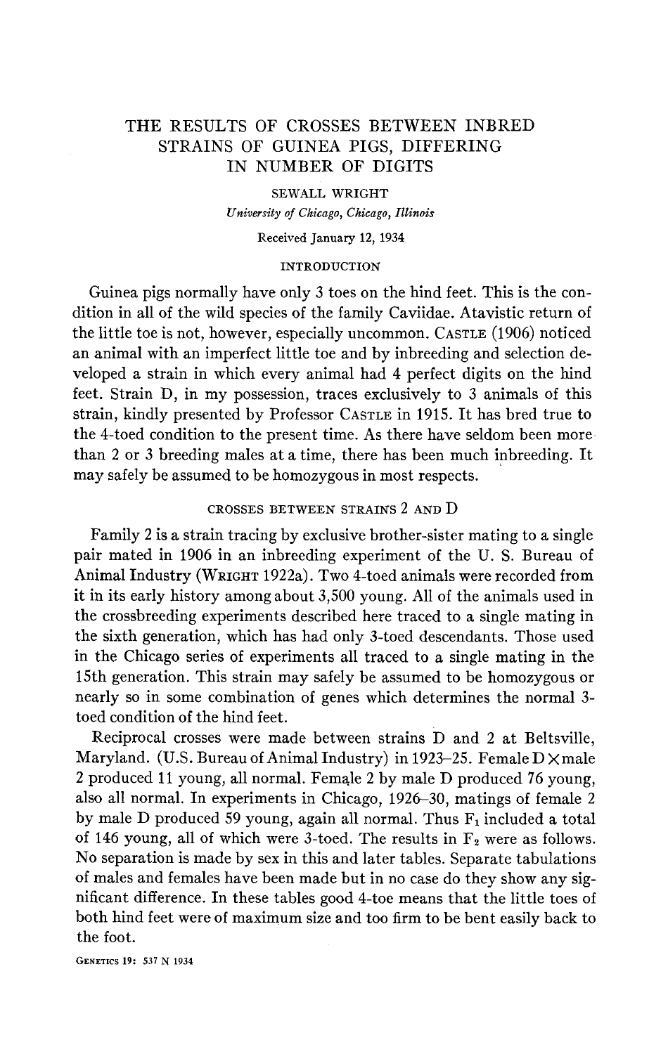# THE RESULTS OF CROSSES BETWEEN INBRED STRAINS OF GUINEA PIGS, DIFFERING IN NUMBER OF DIGITS

SEWALL WRIGHT

*University of Chicago, Chicago, Illinois*

Received January 12, 1934

## INTRODUCTION

Guinea pigs normally have only 3 toes on the hind feet. This is the condition in all of the wild species of the family Caviidae. Atavistic return of the little toe is not, however, especially uncommon. CASTLE (1906) noticed an animal with an imperfect little toe and by inbreeding and selection developed a strain in which every animal had 4 perfect digits on the hind feet. Strain D, in my possession, traces exclusively to 3 animals of this strain, kindly presented by Professor CASTLE in 1915. It has bred true to the 4-toed condition to the present time. As there have seldom been more than 2 or 3 breeding males at a time, there has been much inbreeding. It may safely be assumed to be homozygous in most respects.

## CROSSES BETWEEN STRAINS 2 AND D

Family 2 is a strain tracing by exclusive brother-sister mating to a single pair mated in 1906 in an inbreeding experiment of the U. S. Bureau of Animal Industry (WRIGHT 1922a). Two 4-toed animals were recorded from it in its early history among about 3,500 young. All of the animals used in the crossbreeding experiments described here traced to a single mating in the sixth generation, which has had only 3-toed descendants. Those used in the Chicago series of experiments all traced to a single mating in the 15th generation. This strain may safely be assumed to be homozygous or nearly so in some combination of genes which determines the normal 3-toed condition of the hind feet.

Reciprocal crosses were made between strains D and 2 at Beltsville, Maryland. (U.S. Bureau of Animal Industry) in 1923–25. Female D×male 2 produced 11 young, all normal. Female 2 by male D produced 76 young, also all normal. In experiments in Chicago, 1926–30, matings of female 2 by male D produced 59 young, again all normal. Thus $F_1$ included a total of 146 young, all of which were 3-toed. The results in $F_2$ were as follows. No separation is made by sex in this and later tables. Separate tabulations of males and females have been made but in no case do they show any significant difference. In these tables good 4-toe means that the little toes of both hind feet were of maximum size and too firm to be bent easily back to the foot.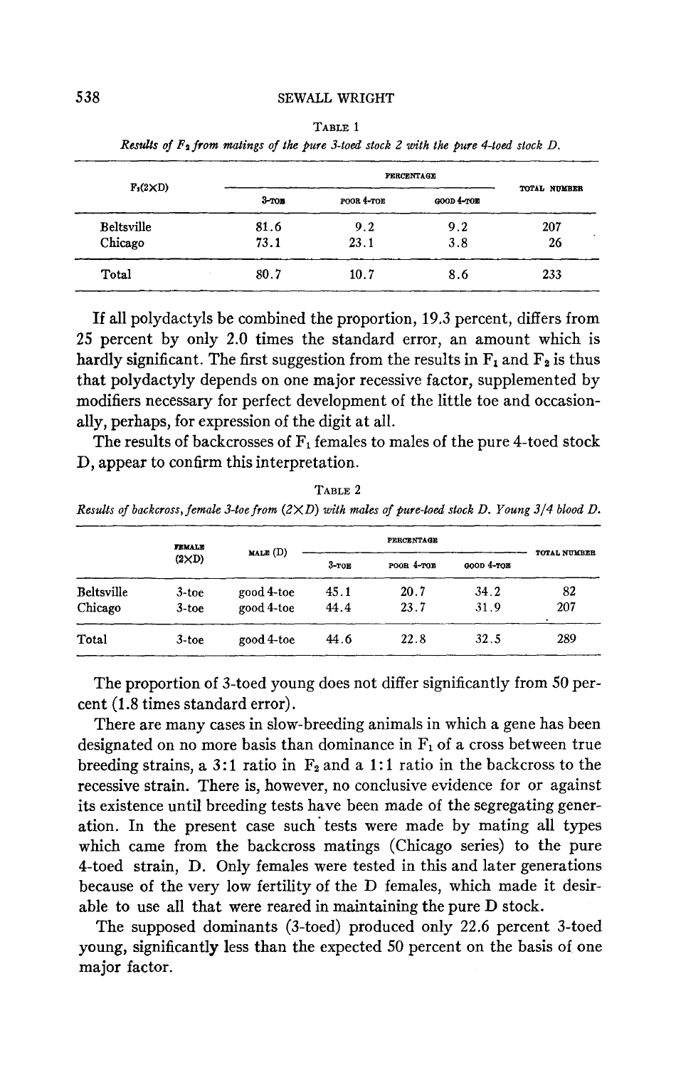TABLE 1

*Results of $F_2$ from matings of the pure 3-toed stock 2 with the pure 4-toed stock D.*

| $F_1(2 \times D)$ | PERCENTAGE | | | TOTAL NUMBER |
|---|---|---|---|---|
| | 3-TOE | POOR 4-TOE | GOOD 4-TOE | |
| Beltsville | 81.6 | 9.2 | 9.2 | 207 |
| Chicago | 73.1 | 23.1 | 3.8 | 26 |
| Total | 80.7 | 10.7 | 8.6 | 233 |

If all polydactyls be combined the proportion, 19.3 percent, differs from 25 percent by only 2.0 times the standard error, an amount which is hardly significant. The first suggestion from the results in $F_1$ and $F_2$ is thus that polydactyly depends on one major recessive factor, supplemented by modifiers necessary for perfect development of the little toe and occasionally, perhaps, for expression of the digit at all.

The results of backcrosses of $F_1$ females to males of the pure 4-toed stock D, appear to confirm this interpretation.

TABLE 2

*Results of backcross, female 3-toe from $(2 \times D)$ with males of pure-toed stock D. Young 3/4 blood D.*

| | FEMALE $(2 \times D)$ | MALE (D) | PERCENTAGE | | | TOTAL NUMBER |
|---|---|---|---|---|---|---|
| | | | 3-TOE | POOR 4-TOE | GOOD 4-TOE | |
| Beltsville | 3-toe | good 4-toe | 45.1 | 20.7 | 34.2 | 82 |
| Chicago | 3-toe | good 4-toe | 44.4 | 23.7 | 31.9 | 207 |
| Total | 3-toe | good 4-toe | 44.6 | 22.8 | 32.5 | 289 |

The proportion of 3-toed young does not differ significantly from 50 percent (1.8 times standard error).

There are many cases in slow-breeding animals in which a gene has been designated on no more basis than dominance in $F_1$ of a cross between true breeding strains, a 3:1 ratio in $F_2$ and a 1:1 ratio in the backcross to the recessive strain. There is, however, no conclusive evidence for or against its existence until breeding tests have been made of the segregating generation. In the present case such tests were made by mating all types which came from the backcross matings (Chicago series) to the pure 4-toed strain, D. Only females were tested in this and later generations because of the very low fertility of the D females, which made it desirable to use all that were reared in maintaining the pure D stock.

The supposed dominants (3-toed) produced only 22.6 percent 3-toed young, significantly less than the expected 50 percent on the basis of one major factor.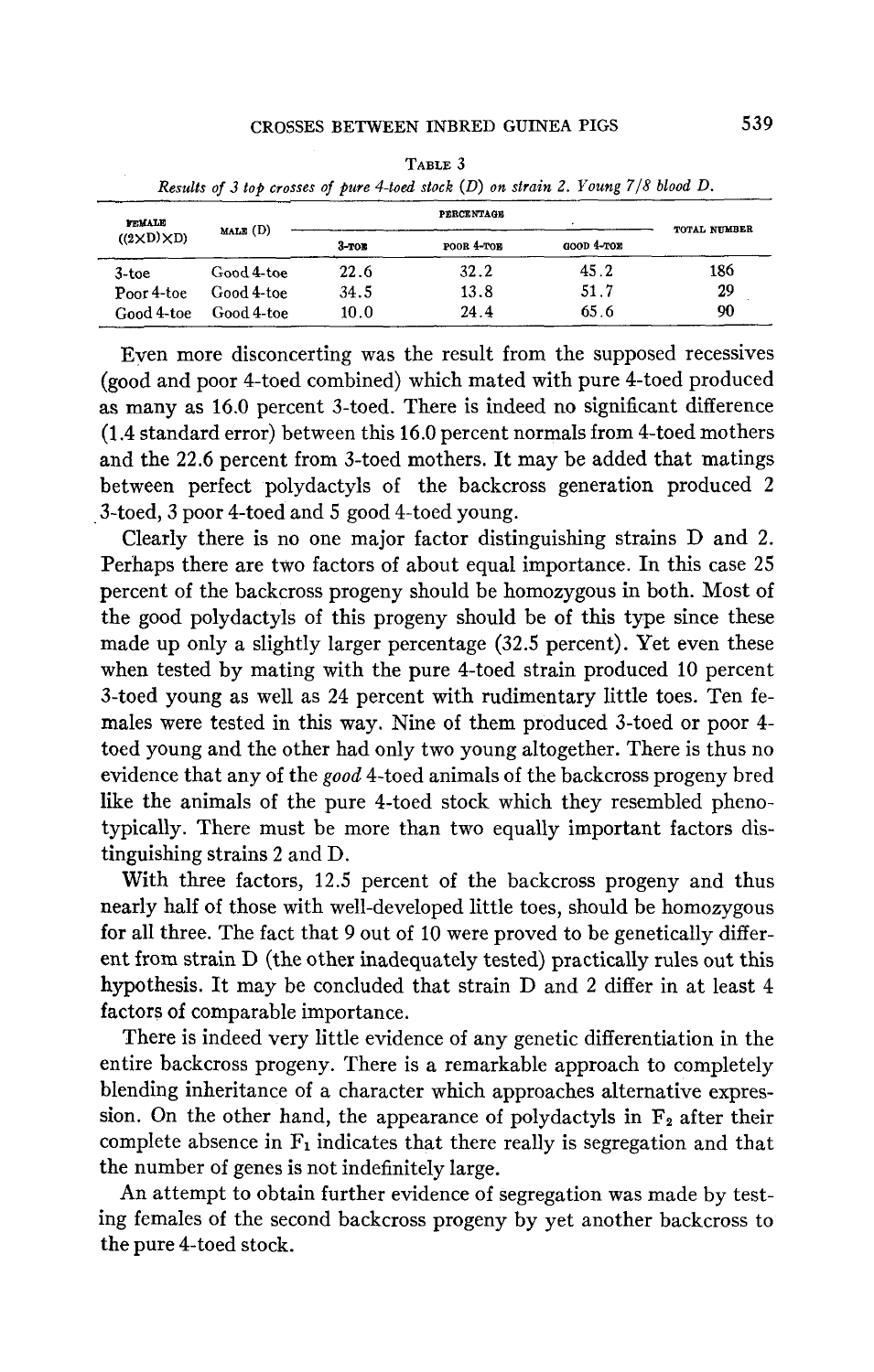TABLE 3

*Results of 3 top crosses of pure 4-toed stock (D) on strain 2. Young 7/8 blood D.*

| FEMALE ((2×D)×D) | MALE (D) | PERCENTAGE | | | TOTAL NUMBER |
|---|---|---|---|---|---|
| | | 3-TOE | POOR 4-TOE | GOOD 4-TOE | |
| 3-toe | Good 4-toe | 22.6 | 32.2 | 45.2 | 186 |
| Poor 4-toe | Good 4-toe | 34.5 | 13.8 | 51.7 | 29 |
| Good 4-toe | Good 4-toe | 10.0 | 24.4 | 65.6 | 90 |

Even more disconcerting was the result from the supposed recessives (good and poor 4-toed combined) which mated with pure 4-toed produced as many as 16.0 percent 3-toed. There is indeed no significant difference (1.4 standard error) between this 16.0 percent normals from 4-toed mothers and the 22.6 percent from 3-toed mothers. It may be added that matings between perfect polydactyls of the backcross generation produced 2 3-toed, 3 poor 4-toed and 5 good 4-toed young.

Clearly there is no one major factor distinguishing strains D and 2. Perhaps there are two factors of about equal importance. In this case 25 percent of the backcross progeny should be homozygous in both. Most of the good polydactyls of this progeny should be of this type since these made up only a slightly larger percentage (32.5 percent). Yet even these when tested by mating with the pure 4-toed strain produced 10 percent 3-toed young as well as 24 percent with rudimentary little toes. Ten females were tested in this way. Nine of them produced 3-toed or poor 4-toed young and the other had only two young altogether. There is thus no evidence that any of the *good* 4-toed animals of the backcross progeny bred like the animals of the pure 4-toed stock which they resembled phenotypically. There must be more than two equally important factors distinguishing strains 2 and D.

With three factors, 12.5 percent of the backcross progeny and thus nearly half of those with well-developed little toes, should be homozygous for all three. The fact that 9 out of 10 were proved to be genetically different from strain D (the other inadequately tested) practically rules out this hypothesis. It may be concluded that strain D and 2 differ in at least 4 factors of comparable importance.

There is indeed very little evidence of any genetic differentiation in the entire backcross progeny. There is a remarkable approach to completely blending inheritance of a character which approaches alternative expression. On the other hand, the appearance of polydactyls in $F_2$ after their complete absence in $F_1$ indicates that there really is segregation and that the number of genes is not indefinitely large.

An attempt to obtain further evidence of segregation was made by testing females of the second backcross progeny by yet another backcross to the pure 4-toed stock.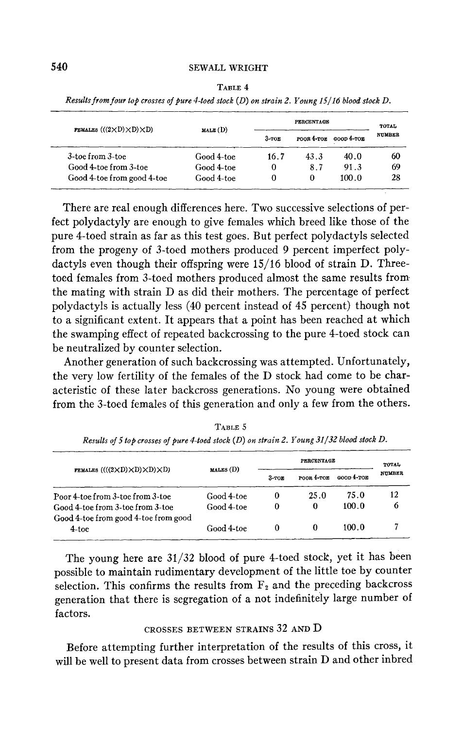TABLE 4

*Results from four top crosses of pure 4-toed stock (D) on strain 2. Young 15/16 blood stock D.*

| FEMALES (((2×D)×D)×D) | MALE (D) | PERCENTAGE | | | TOTAL NUMBER |
|---|---|---|---|---|---|
| | | 3-TOE | POOR 4-TOE | GOOD 4-TOE | |
| 3-toe from 3-toe | Good 4-toe | 16.7 | 43.3 | 40.0 | 60 |
| Good 4-toe from 3-toe | Good 4-toe | 0 | 8.7 | 91.3 | 69 |
| Good 4-toe from good 4-toe | Good 4-toe | 0 | 0 | 100.0 | 28 |

There are real enough differences here. Two successive selections of perfect polydactyly are enough to give females which breed like those of the pure 4-toed strain as far as this test goes. But perfect polydactyls selected from the progeny of 3-toed mothers produced 9 percent imperfect polydactyls even though their offspring were 15/16 blood of strain D. Three-toed females from 3-toed mothers produced almost the same results from the mating with strain D as did their mothers. The percentage of perfect polydactyls is actually less (40 percent instead of 45 percent) though not to a significant extent. It appears that a point has been reached at which the swamping effect of repeated backcrossing to the pure 4-toed stock can be neutralized by counter selection.

Another generation of such backcrossing was attempted. Unfortunately, the very low fertility of the females of the D stock had come to be characteristic of these later backcross generations. No young were obtained from the 3-toed females of this generation and only a few from the others.

TABLE 5

*Results of 5 top crosses of pure 4-toed stock (D) on strain 2. Young 31/32 blood stock D.*

| FEMALES ((((2×D)×D)×D)×D) | MALES (D) | PERCENTAGE | | | TOTAL NUMBER |
|---|---|---|---|---|---|
| | | 3-TOE | POOR 4-TOE | GOOD 4-TOE | |
| Poor 4-toe from 3-toe from 3-toe | Good 4-toe | 0 | 25.0 | 75.0 | 12 |
| Good 4-toe from 3-toe from 3-toe | Good 4-toe | 0 | 0 | 100.0 | 6 |
| Good 4-toe from good 4-toe from good 4-toe | Good 4-toe | 0 | 0 | 100.0 | 7 |

The young here are 31/32 blood of pure 4-toed stock, yet it has been possible to maintain rudimentary development of the little toe by counter selection. This confirms the results from $F_2$ and the preceding backcross generation that there is segregation of a not indefinitely large number of factors.

## CROSSES BETWEEN STRAINS 32 AND D

Before attempting further interpretation of the results of this cross, it will be well to present data from crosses between strain D and other inbred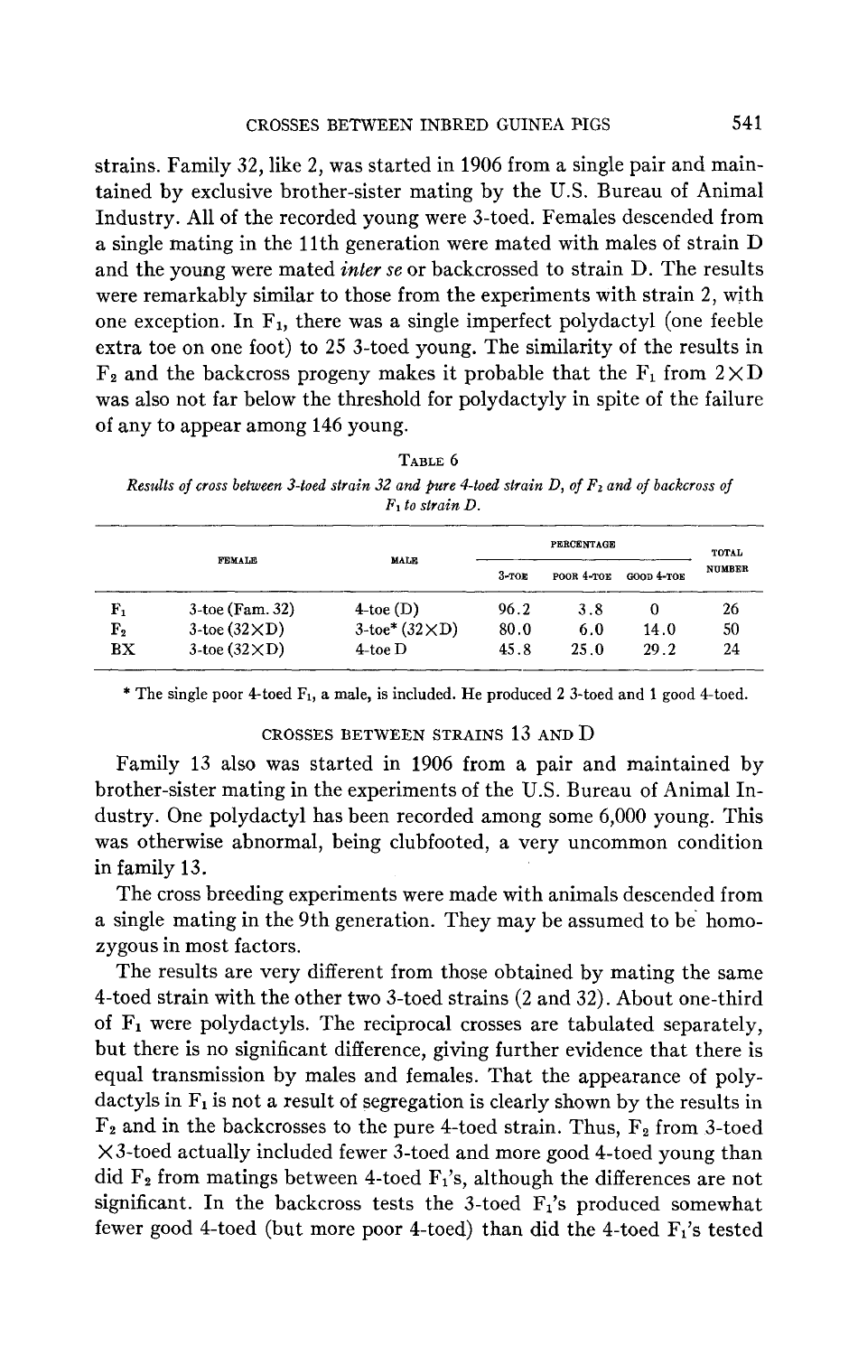strains. Family 32, like 2, was started in 1906 from a single pair and maintained by exclusive brother-sister mating by the U.S. Bureau of Animal Industry. All of the recorded young were 3-toed. Females descended from a single mating in the 11th generation were mated with males of strain D and the young were mated *inter se* or backcrossed to strain D. The results were remarkably similar to those from the experiments with strain 2, with one exception. In $F_1$, there was a single imperfect polydactyl (one feeble extra toe on one foot) to 25 3-toed young. The similarity of the results in $F_2$ and the backcross progeny makes it probable that the $F_1$ from $2 \times D$ was also not far below the threshold for polydactyly in spite of the failure of any to appear among 146 young.

TABLE 6

*Results of cross between 3-toed strain 32 and pure 4-toed strain D, of $F_2$ and of backcross of $F_1$ to strain D.*

| | FEMALE | MALE | PERCENTAGE | | | TOTAL NUMBER |
|---|---|---|---|---|---|---|
| | | | 3-TOE | POOR 4-TOE | GOOD 4-TOE | |
| $F_1$ | 3-toe (Fam. 32) | 4-toe (D) | 96.2 | 3.8 | 0 | 26 |
| $F_2$ | 3-toe (32×D) | 3-toe* (32×D) | 80.0 | 6.0 | 14.0 | 50 |
| BX | 3-toe (32×D) | 4-toe D | 45.8 | 25.0 | 29.2 | 24 |

\* The single poor 4-toed $F_1$, a male, is included. He produced 2 3-toed and 1 good 4-toed.

## CROSSES BETWEEN STRAINS 13 AND D

Family 13 also was started in 1906 from a pair and maintained by brother-sister mating in the experiments of the U.S. Bureau of Animal Industry. One polydactyl has been recorded among some 6,000 young. This was otherwise abnormal, being clubfooted, a very uncommon condition in family 13.

The cross breeding experiments were made with animals descended from a single mating in the 9th generation. They may be assumed to be homozygous in most factors.

The results are very different from those obtained by mating the same 4-toed strain with the other two 3-toed strains (2 and 32). About one-third of $F_1$ were polydactyls. The reciprocal crosses are tabulated separately, but there is no significant difference, giving further evidence that there is equal transmission by males and females. That the appearance of polydactyls in $F_1$ is not a result of segregation is clearly shown by the results in $F_2$ and in the backcrosses to the pure 4-toed strain. Thus, $F_2$ from 3-toed ×3-toed actually included fewer 3-toed and more good 4-toed young than did $F_2$ from matings between 4-toed $F_1$'s, although the differences are not significant. In the backcross tests the 3-toed $F_1$'s produced somewhat fewer good 4-toed (but more poor 4-toed) than did the 4-toed $F_1$'s tested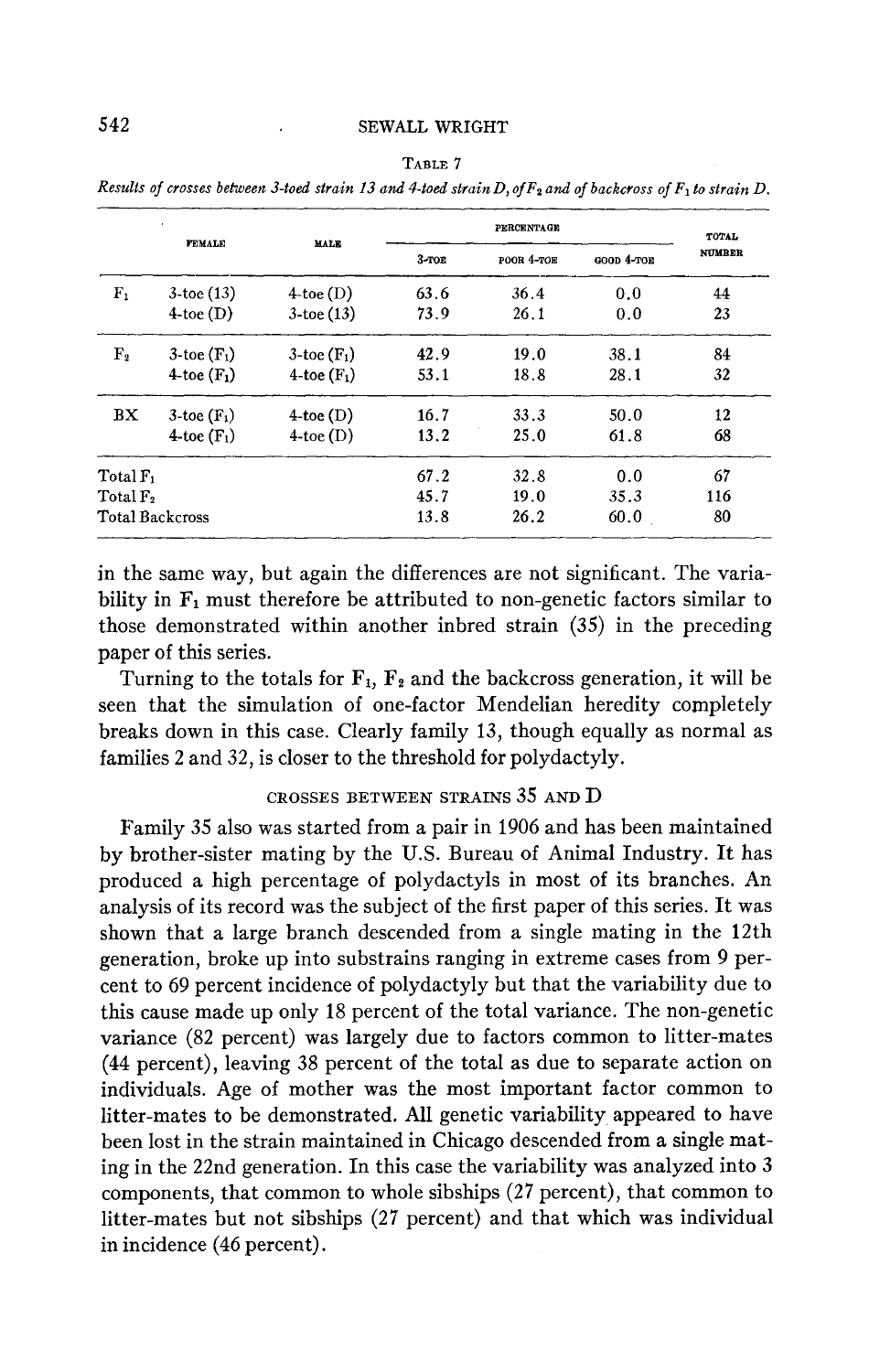TABLE 7

*Results of crosses between 3-toed strain 13 and 4-toed strain D, of $F_2$ and of backcross of $F_1$ to strain D.*

| | Female | Male | Percentage | | | Total number |
|---|---|---|---|---|---|---|
| | | | 3-toe | Poor 4-toe | Good 4-toe | |
| $F_1$ | 3-toe (13) | 4-toe (D) | 63.6 | 36.4 | 0.0 | 44 |
| | 4-toe (D) | 3-toe (13) | 73.9 | 26.1 | 0.0 | 23 |
| $F_2$ | 3-toe ($F_1$) | 3-toe ($F_1$) | 42.9 | 19.0 | 38.1 | 84 |
| | 4-toe ($F_1$) | 4-toe ($F_1$) | 53.1 | 18.8 | 28.1 | 32 |
| BX | 3-toe ($F_1$) | 4-toe (D) | 16.7 | 33.3 | 50.0 | 12 |
| | 4-toe ($F_1$) | 4-toe (D) | 13.2 | 25.0 | 61.8 | 68 |
| Total $F_1$ | | | 67.2 | 32.8 | 0.0 | 67 |
| Total $F_2$ | | | 45.7 | 19.0 | 35.3 | 116 |
| Total Backcross | | | 13.8 | 26.2 | 60.0 | 80 |

in the same way, but again the differences are not significant. The variability in $F_1$ must therefore be attributed to non-genetic factors similar to those demonstrated within another inbred strain (35) in the preceding paper of this series.

Turning to the totals for $F_1$, $F_2$ and the backcross generation, it will be seen that the simulation of one-factor Mendelian heredity completely breaks down in this case. Clearly family 13, though equally as normal as families 2 and 32, is closer to the threshold for polydactyly.

## CROSSES BETWEEN STRAINS 35 AND D

Family 35 also was started from a pair in 1906 and has been maintained by brother-sister mating by the U.S. Bureau of Animal Industry. It has produced a high percentage of polydactyls in most of its branches. An analysis of its record was the subject of the first paper of this series. It was shown that a large branch descended from a single mating in the 12th generation, broke up into substrains ranging in extreme cases from 9 percent to 69 percent incidence of polydactyly but that the variability due to this cause made up only 18 percent of the total variance. The non-genetic variance (82 percent) was largely due to factors common to litter-mates (44 percent), leaving 38 percent of the total as due to separate action on individuals. Age of mother was the most important factor common to litter-mates to be demonstrated. All genetic variability appeared to have been lost in the strain maintained in Chicago descended from a single mating in the 22nd generation. In this case the variability was analyzed into 3 components, that common to whole sibships (27 percent), that common to litter-mates but not sibships (27 percent) and that which was individual in incidence (46 percent).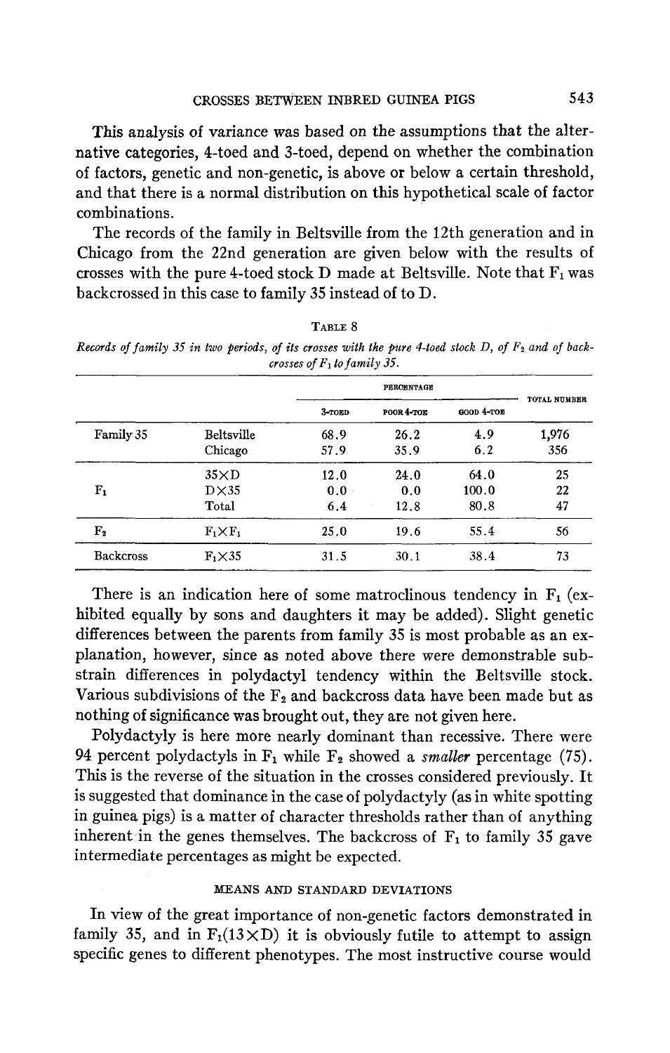This analysis of variance was based on the assumptions that the alternative categories, 4-toed and 3-toed, depend on whether the combination of factors, genetic and non-genetic, is above or below a certain threshold, and that there is a normal distribution on this hypothetical scale of factor combinations.

The records of the family in Beltsville from the 12th generation and in Chicago from the 22nd generation are given below with the results of crosses with the pure 4-toed stock D made at Beltsville. Note that $F_1$ was backcrossed in this case to family 35 instead of to D.

TABLE 8

*Records of family 35 in two periods, of its crosses with the pure 4-toed stock D, of $F_2$ and of backcrosses of $F_1$ to family 35.*

| | | PERCENTAGE | | | TOTAL NUMBER |
|---|---|---|---|---|---|
| | | 3-TOED | POOR 4-TOE | GOOD 4-TOE | |
| Family 35 | Beltsville | 68.9 | 26.2 | 4.9 | 1,976 |
| | Chicago | 57.9 | 35.9 | 6.2 | 356 |
| $F_1$ | 35×D | 12.0 | 24.0 | 64.0 | 25 |
| | D×35 | 0.0 | 0.0 | 100.0 | 22 |
| | Total | 6.4 | 12.8 | 80.8 | 47 |
| $F_2$ | $F_1 \times F_1$ | 25.0 | 19.6 | 55.4 | 56 |
| Backcross | $F_1 \times 35$ | 31.5 | 30.1 | 38.4 | 73 |

There is an indication here of some matroclinous tendency in $F_1$ (exhibited equally by sons and daughters it may be added). Slight genetic differences between the parents from family 35 is most probable as an explanation, however, since as noted above there were demonstrable substrain differences in polydactyl tendency within the Beltsville stock. Various subdivisions of the $F_2$ and backcross data have been made but as nothing of significance was brought out, they are not given here.

Polydactyly is here more nearly dominant than recessive. There were 94 percent polydactyls in $F_1$ while $F_2$ showed a *smaller* percentage (75). This is the reverse of the situation in the crosses considered previously. It is suggested that dominance in the case of polydactyly (as in white spotting in guinea pigs) is a matter of character thresholds rather than of anything inherent in the genes themselves. The backcross of $F_1$ to family 35 gave intermediate percentages as might be expected.

## MEANS AND STANDARD DEVIATIONS

In view of the great importance of non-genetic factors demonstrated in family 35, and in $F_1(13 \times D)$ it is obviously futile to attempt to assign specific genes to different phenotypes. The most instructive course would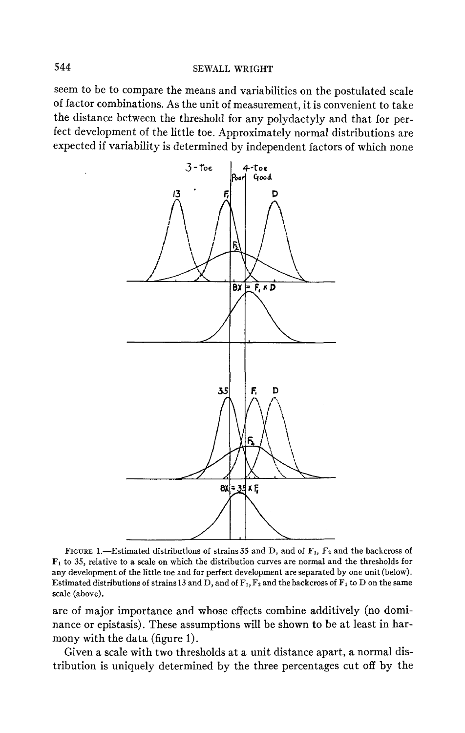seem to be to compare the means and variabilities on the postulated scale of factor combinations. As the unit of measurement, it is convenient to take the distance between the threshold for any polydactyly and that for perfect development of the little toe. Approximately normal distributions are expected if variability is determined by independent factors of which none

FIGURE 1.—Estimated distributions of strains 35 and D, and of $F_1$, $F_2$ and the backcross of $F_1$ to 35, relative to a scale on which the distribution curves are normal and the thresholds for any development of the little toe and for perfect development are separated by one unit (below). Estimated distributions of strains 13 and D, and of $F_1$, $F_2$ and the backcross of $F_1$ to D on the same scale (above).

are of major importance and whose effects combine additively (no dominance or epistasis). These assumptions will be shown to be at least in harmony with the data (figure 1).

Given a scale with two thresholds at a unit distance apart, a normal distribution is uniquely determined by the three percentages cut off by the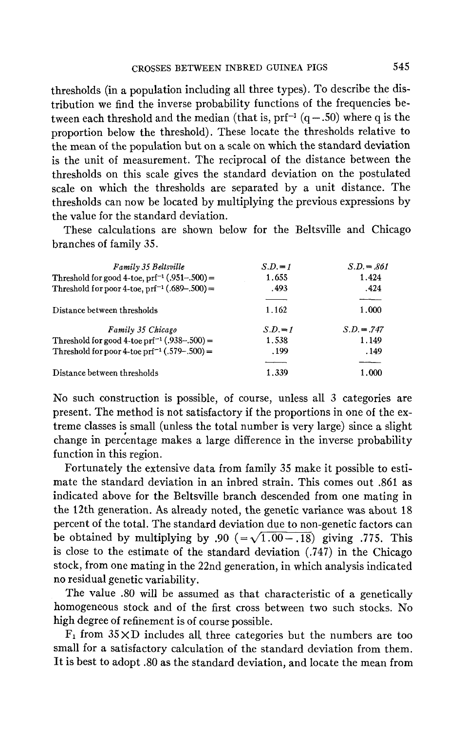thresholds (in a population including all three types). To describe the distribution we find the inverse probability functions of the frequencies between each threshold and the median (that is, $\text{prf}^{-1}$ (q − .50) where q is the proportion below the threshold). These locate the thresholds relative to the mean of the population but on a scale on which the standard deviation is the unit of measurement. The reciprocal of the distance between the thresholds on this scale gives the standard deviation on the postulated scale on which the thresholds are separated by a unit distance. The thresholds can now be located by multiplying the previous expressions by the value for the standard deviation.

These calculations are shown below for the Beltsville and Chicago branches of family 35.

| *Family 35 Beltsville* | *S.D. = 1* | *S.D. = .861* |
|---|---|---|
| Threshold for good 4-toe, $\text{prf}^{-1}$ (.951–.500) = | 1.655 | 1.424 |
| Threshold for poor 4-toe, $\text{prf}^{-1}$ (.689–.500) = | .493 | .424 |
| Distance between thresholds | 1.162 | 1.000 |
| *Family 35 Chicago* | *S.D. = 1* | *S.D. = .747* |
| Threshold for good 4-toe $\text{prf}^{-1}$ (.938–.500) = | 1.538 | 1.149 |
| Threshold for poor 4-toe $\text{prf}^{-1}$ (.579–.500) = | .199 | .149 |
| Distance between thresholds | 1.339 | 1.000 |

No such construction is possible, of course, unless all 3 categories are present. The method is not satisfactory if the proportions in one of the extreme classes is small (unless the total number is very large) since a slight change in percentage makes a large difference in the inverse probability function in this region.

Fortunately the extensive data from family 35 make it possible to estimate the standard deviation in an inbred strain. This comes out .861 as indicated above for the Beltsville branch descended from one mating in the 12th generation. As already noted, the genetic variance was about 18 percent of the total. The standard deviation due to non-genetic factors can be obtained by multiplying by .90 $(=\sqrt{1.00-.18})$ giving .775. This is close to the estimate of the standard deviation (.747) in the Chicago stock, from one mating in the 22nd generation, in which analysis indicated no residual genetic variability.

The value .80 will be assumed as that characteristic of a genetically homogeneous stock and of the first cross between two such stocks. No high degree of refinement is of course possible.

$F_1$ from 35×D includes all three categories but the numbers are too small for a satisfactory calculation of the standard deviation from them. It is best to adopt .80 as the standard deviation, and locate the mean from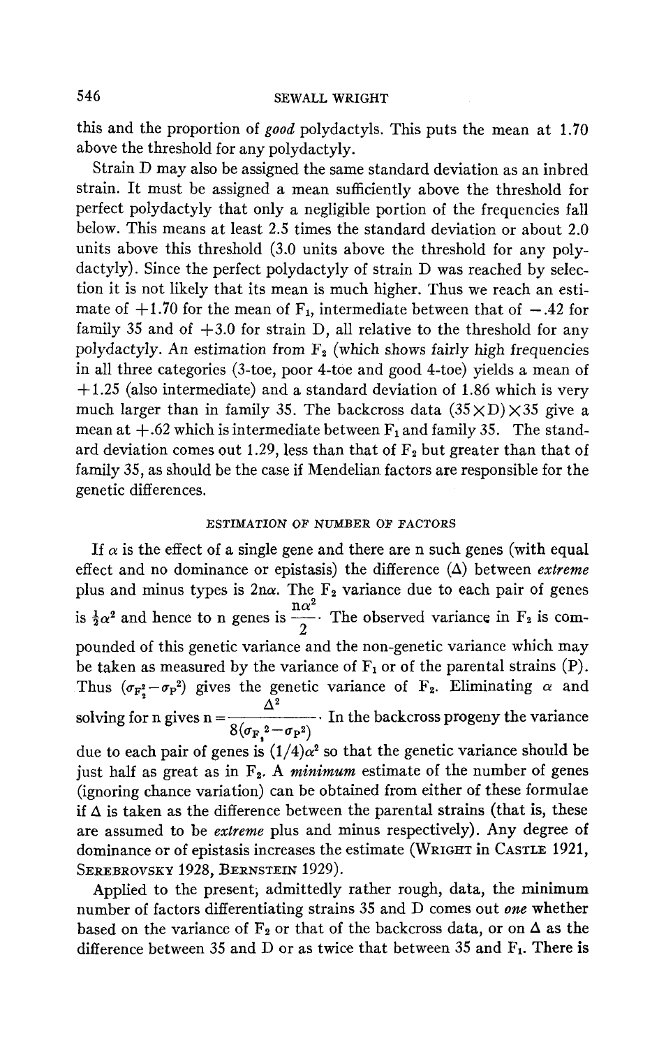this and the proportion of *good* polydactyls. This puts the mean at 1.70 above the threshold for any polydactyly.

Strain D may also be assigned the same standard deviation as an inbred strain. It must be assigned a mean sufficiently above the threshold for perfect polydactyly that only a negligible portion of the frequencies fall below. This means at least 2.5 times the standard deviation or about 2.0 units above this threshold (3.0 units above the threshold for any polydactyly). Since the perfect polydactyly of strain D was reached by selection it is not likely that its mean is much higher. Thus we reach an estimate of +1.70 for the mean of $F_1$, intermediate between that of −.42 for family 35 and of +3.0 for strain D, all relative to the threshold for any polydactyly. An estimation from $F_2$ (which shows fairly high frequencies in all three categories (3-toe, poor 4-toe and good 4-toe) yields a mean of +1.25 (also intermediate) and a standard deviation of 1.86 which is very much larger than in family 35. The backcross data (35×D)×35 give a mean at +.62 which is intermediate between $F_1$ and family 35. The standard deviation comes out 1.29, less than that of $F_2$ but greater than that of family 35, as should be the case if Mendelian factors are responsible for the genetic differences.

### ESTIMATION OF NUMBER OF FACTORS

If $\alpha$ is the effect of a single gene and there are n such genes (with equal effect and no dominance or epistasis) the difference ($\Delta$) between *extreme* plus and minus types is $2n\alpha$. The $F_2$ variance due to each pair of genes is $\frac{1}{2}\alpha^2$ and hence to n genes is $\frac{n\alpha^2}{2}$. The observed variance in $F_2$ is compounded of this genetic variance and the non-genetic variance which may be taken as measured by the variance of $F_1$ or of the parental strains (P). Thus $(\sigma_{F_2}^2 - \sigma_P^2)$ gives the genetic variance of $F_2$. Eliminating $\alpha$ and solving for n gives $n = \frac{\Delta^2}{8(\sigma_{F_2}^2 - \sigma_P^2)}$. In the backcross progeny the variance due to each pair of genes is $(1/4)\alpha^2$ so that the genetic variance should be just half as great as in $F_2$. A *minimum* estimate of the number of genes (ignoring chance variation) can be obtained from either of these formulae if $\Delta$ is taken as the difference between the parental strains (that is, these are assumed to be *extreme* plus and minus respectively). Any degree of dominance or of epistasis increases the estimate (WRIGHT in CASTLE 1921, SEREBROVSKY 1928, BERNSTEIN 1929).

Applied to the present, admittedly rather rough, data, the minimum number of factors differentiating strains 35 and D comes out *one* whether based on the variance of $F_2$ or that of the backcross data, or on $\Delta$ as the difference between 35 and D or as twice that between 35 and $F_1$. There is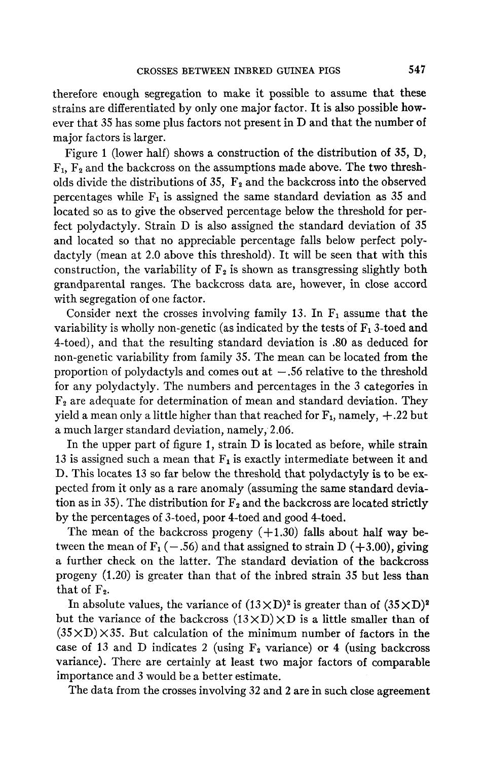therefore enough segregation to make it possible to assume that these strains are differentiated by only one major factor. It is also possible however that 35 has some plus factors not present in D and that the number of major factors is larger.

Figure 1 (lower half) shows a construction of the distribution of 35, D, $F_1$, $F_2$ and the backcross on the assumptions made above. The two thresholds divide the distributions of 35, $F_2$ and the backcross into the observed percentages while $F_1$ is assigned the same standard deviation as 35 and located so as to give the observed percentage below the threshold for perfect polydactyly. Strain D is also assigned the standard deviation of 35 and located so that no appreciable percentage falls below perfect polydactyly (mean at 2.0 above this threshold). It will be seen that with this construction, the variability of $F_2$ is shown as transgressing slightly both grandparental ranges. The backcross data are, however, in close accord with segregation of one factor.

Consider next the crosses involving family 13. In $F_1$ assume that the variability is wholly non-genetic (as indicated by the tests of $F_1$ 3-toed and 4-toed), and that the resulting standard deviation is .80 as deduced for non-genetic variability from family 35. The mean can be located from the proportion of polydactyls and comes out at $-.56$ relative to the threshold for any polydactyly. The numbers and percentages in the 3 categories in $F_2$ are adequate for determination of mean and standard deviation. They yield a mean only a little higher than that reached for $F_1$, namely, $+.22$ but a much larger standard deviation, namely, 2.06.

In the upper part of figure 1, strain D is located as before, while strain 13 is assigned such a mean that $F_1$ is exactly intermediate between it and D. This locates 13 so far below the threshold that polydactyly is to be expected from it only as a rare anomaly (assuming the same standard deviation as in 35). The distribution for $F_2$ and the backcross are located strictly by the percentages of 3-toed, poor 4-toed and good 4-toed.

The mean of the backcross progeny ($+1.30$) falls about half way between the mean of $F_1$ ($-.56$) and that assigned to strain D ($+3.00$), giving a further check on the latter. The standard deviation of the backcross progeny (1.20) is greater than that of the inbred strain 35 but less than that of $F_2$.

In absolute values, the variance of $(13 \times D)^2$ is greater than of $(35 \times D)^2$ but the variance of the backcross $(13 \times D) \times D$ is a little smaller than of $(35 \times D) \times 35$. But calculation of the minimum number of factors in the case of 13 and D indicates 2 (using $F_2$ variance) or 4 (using backcross variance). There are certainly at least two major factors of comparable importance and 3 would be a better estimate.

The data from the crosses involving 32 and 2 are in such close agreement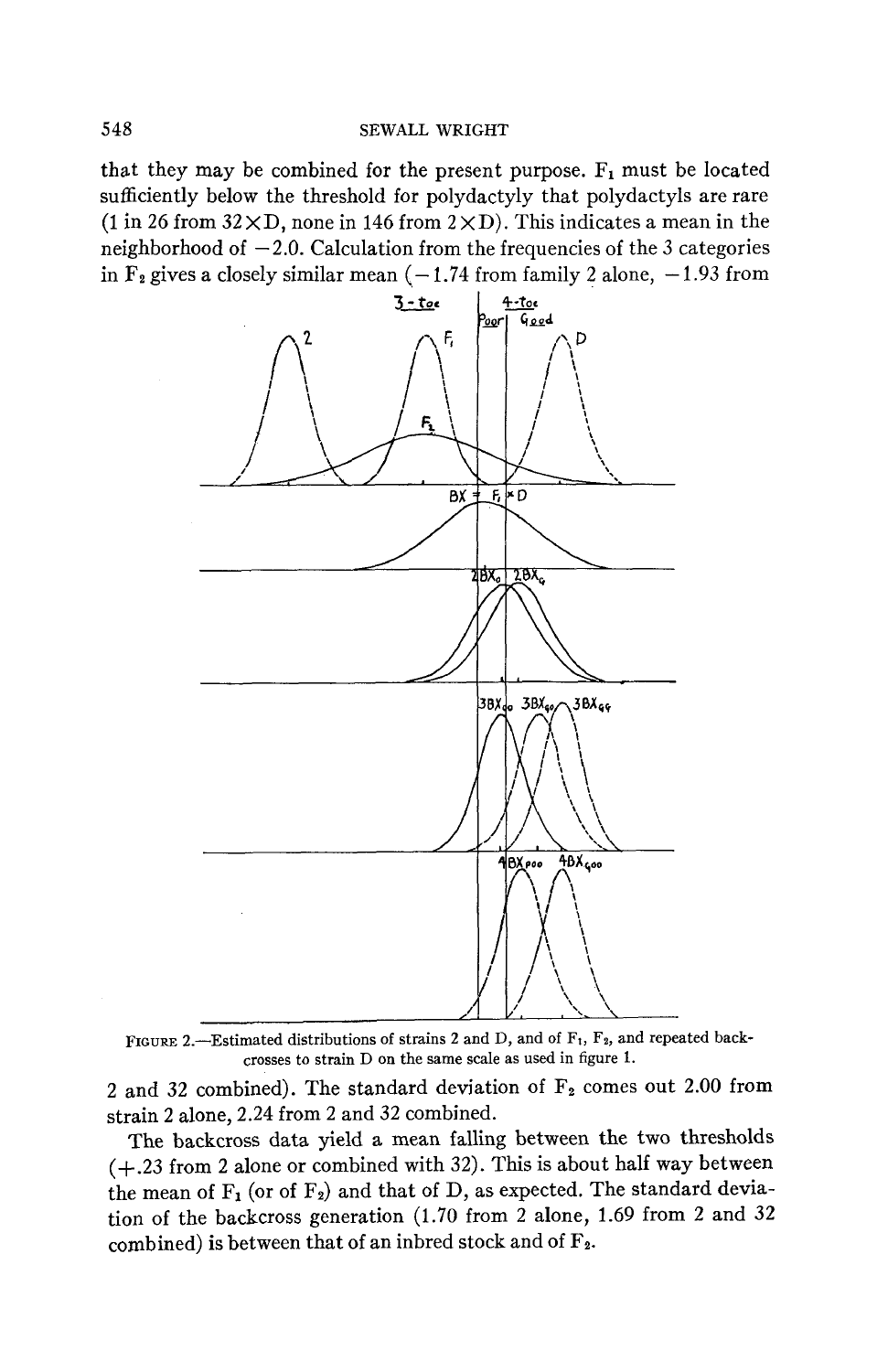that they may be combined for the present purpose. $F_1$ must be located sufficiently below the threshold for polydactyly that polydactyls are rare (1 in 26 from 32×D, none in 146 from 2×D). This indicates a mean in the neighborhood of −2.0. Calculation from the frequencies of the 3 categories in $F_2$ gives a closely similar mean (−1.74 from family 2 alone, −1.93 from 2 and 32 combined). The standard deviation of $F_2$ comes out 2.00 from strain 2 alone, 2.24 from 2 and 32 combined.

FIGURE 2.—Estimated distributions of strains 2 and D, and of $F_1$, $F_2$, and repeated backcrosses to strain D on the same scale as used in figure 1.

The backcross data yield a mean falling between the two thresholds (+.23 from 2 alone or combined with 32). This is about half way between the mean of $F_1$ (or of $F_2$) and that of D, as expected. The standard deviation of the backcross generation (1.70 from 2 alone, 1.69 from 2 and 32 combined) is between that of an inbred stock and of $F_2$.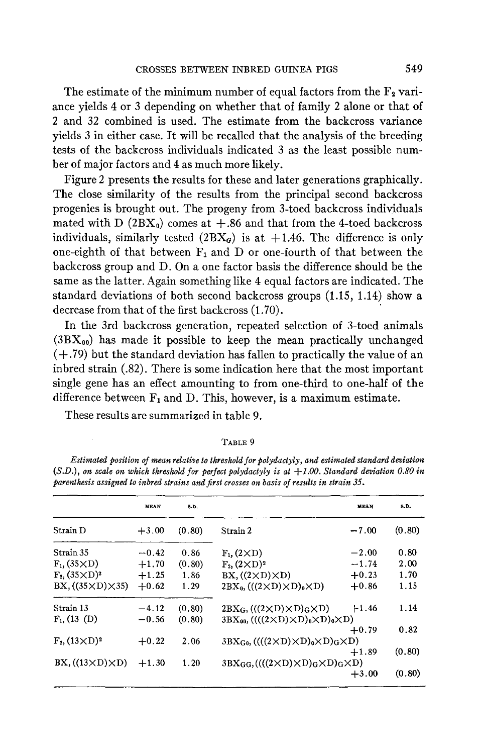The estimate of the minimum number of equal factors from the $F_2$ variance yields 4 or 3 depending on whether that of family 2 alone or that of 2 and 32 combined is used. The estimate from the backcross variance yields 3 in either case. It will be recalled that the analysis of the breeding tests of the backcross individuals indicated 3 as the least possible number of major factors and 4 as much more likely.

Figure 2 presents the results for these and later generations graphically. The close similarity of the results from the principal second backcross progenies is brought out. The progeny from 3-toed backcross individuals mated with D ($2BX_0$) comes at +.86 and that from the 4-toed backcross individuals, similarly tested ($2BX_G$) is at +1.46. The difference is only one-eighth of that between $F_1$ and D or one-fourth of that between the backcross group and D. On a one factor basis the difference should be the same as the latter. Again something like 4 equal factors are indicated. The standard deviations of both second backcross groups (1.15, 1.14) show a decrease from that of the first backcross (1.70).

In the 3rd backcross generation, repeated selection of 3-toed animals ($3BX_{00}$) has made it possible to keep the mean practically unchanged (+.79) but the standard deviation has fallen to practically the value of an inbred strain (.82). There is some indication here that the most important single gene has an effect amounting to from one-third to one-half of the difference between $F_1$ and D. This, however, is a maximum estimate.

These results are summarized in table 9.

TABLE 9

*Estimated position of mean relative to threshold for polydactyly, and estimated standard deviation (S.D.), on scale on which threshold for perfect polydactyly is at +1.00. Standard deviation 0.80 in parenthesis assigned to inbred strains and first crosses on basis of results in strain 35.*

| | MEAN | S.D. | | MEAN | S.D. |
|---|---|---|---|---|---|
| Strain D | +3.00 | (0.80) | Strain 2 | −7.00 | (0.80) |
| Strain 35 | −0.42 | 0.86 | $F_1$, (2×D) | −2.00 | 0.80 |
| $F_1$, (35×D) | +1.70 | (0.80) | $F_2$, $(2\times D)^2$ | −1.74 | 2.00 |
| $F_2$, $(35\times D)^2$ | +1.25 | 1.86 | BX, ((2×D)×D) | +0.23 | 1.70 |
| BX, ((35×D)×35) | +0.62 | 1.29 | $2BX_0$, $(((2\times D)\times D)_0\times D)$ | +0.86 | 1.15 |
| Strain 13 | −4.12 | (0.80) | $2BX_G$, $(((2\times D)\times D)_G\times D)$ | +1.46 | 1.14 |
| $F_1$, (13 (D) | −0.56 | (0.80) | $3BX_{00}$, $((((2\times D)\times D)_0\times D)_0\times D)$ | +0.79 | 0.82 |
| $F_2$, $(13\times D)^2$ | +0.22 | 2.06 | $3BX_{G0}$, $((((2\times D)\times D)_0\times D)_G\times D)$ | +1.89 | (0.80) |
| BX, ((13×D)×D) | +1.30 | 1.20 | $3BX_{GG}$, $((((2\times D)\times D)_G\times D)_G\times D)$ | +3.00 | (0.80) |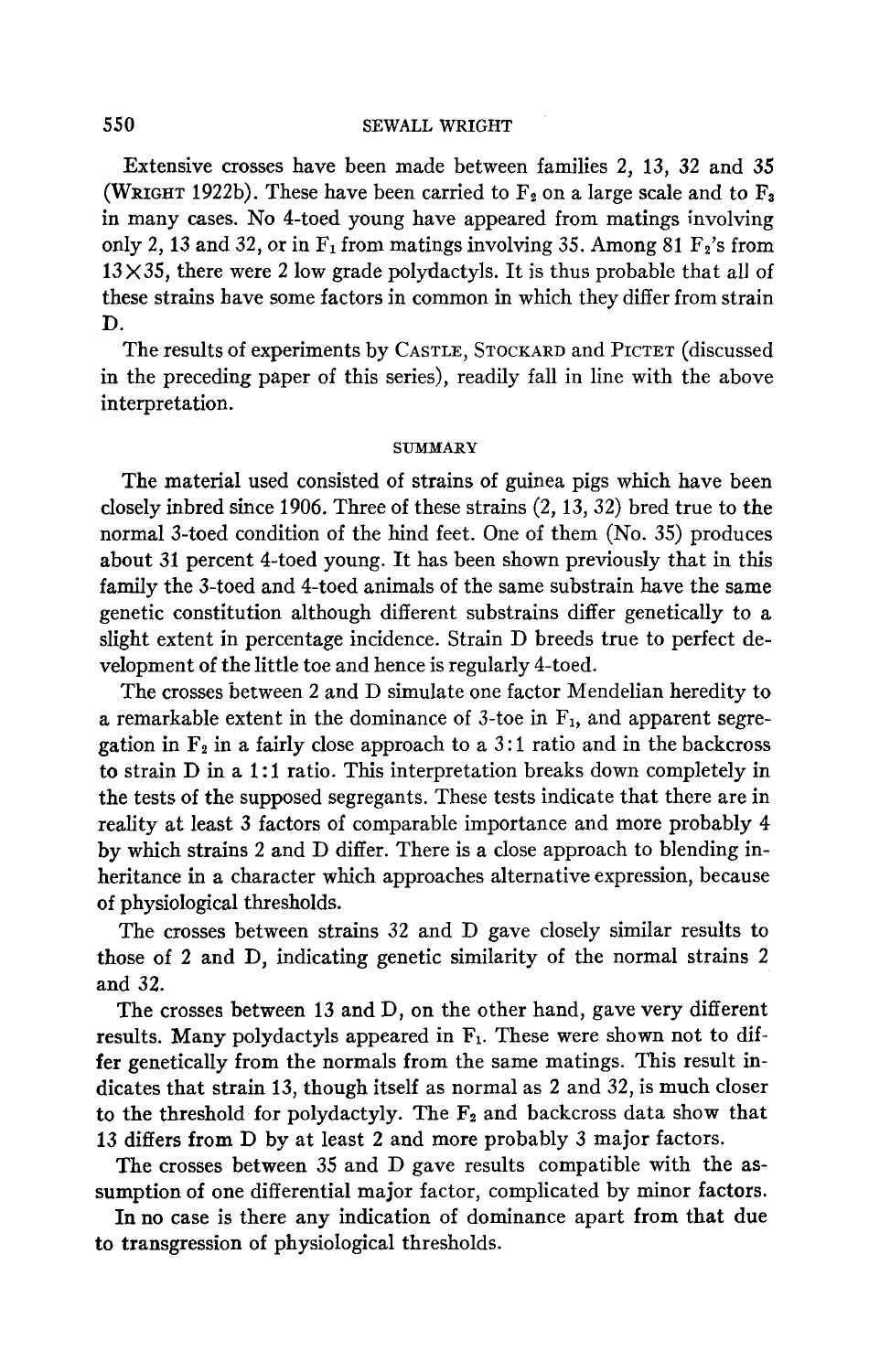Extensive crosses have been made between families 2, 13, 32 and 35 (WRIGHT 1922b). These have been carried to $F_2$ on a large scale and to $F_3$ in many cases. No 4-toed young have appeared from matings involving only 2, 13 and 32, or in $F_1$ from matings involving 35. Among 81 $F_2$'s from $13 \times 35$, there were 2 low grade polydactyls. It is thus probable that all of these strains have some factors in common in which they differ from strain D.

The results of experiments by CASTLE, STOCKARD and PICTET (discussed in the preceding paper of this series), readily fall in line with the above interpretation.

## SUMMARY

The material used consisted of strains of guinea pigs which have been closely inbred since 1906. Three of these strains (2, 13, 32) bred true to the normal 3-toed condition of the hind feet. One of them (No. 35) produces about 31 percent 4-toed young. It has been shown previously that in this family the 3-toed and 4-toed animals of the same substrain have the same genetic constitution although different substrains differ genetically to a slight extent in percentage incidence. Strain D breeds true to perfect development of the little toe and hence is regularly 4-toed.

The crosses between 2 and D simulate one factor Mendelian heredity to a remarkable extent in the dominance of 3-toe in $F_1$, and apparent segregation in $F_2$ in a fairly close approach to a 3:1 ratio and in the backcross to strain D in a 1:1 ratio. This interpretation breaks down completely in the tests of the supposed segregants. These tests indicate that there are in reality at least 3 factors of comparable importance and more probably 4 by which strains 2 and D differ. There is a close approach to blending inheritance in a character which approaches alternative expression, because of physiological thresholds.

The crosses between strains 32 and D gave closely similar results to those of 2 and D, indicating genetic similarity of the normal strains 2 and 32.

The crosses between 13 and D, on the other hand, gave very different results. Many polydactyls appeared in $F_1$. These were shown not to differ genetically from the normals from the same matings. This result indicates that strain 13, though itself as normal as 2 and 32, is much closer to the threshold for polydactyly. The $F_2$ and backcross data show that 13 differs from D by at least 2 and more probably 3 major factors.

The crosses between 35 and D gave results compatible with the assumption of one differential major factor, complicated by minor factors.

In no case is there any indication of dominance apart from that due to transgression of physiological thresholds.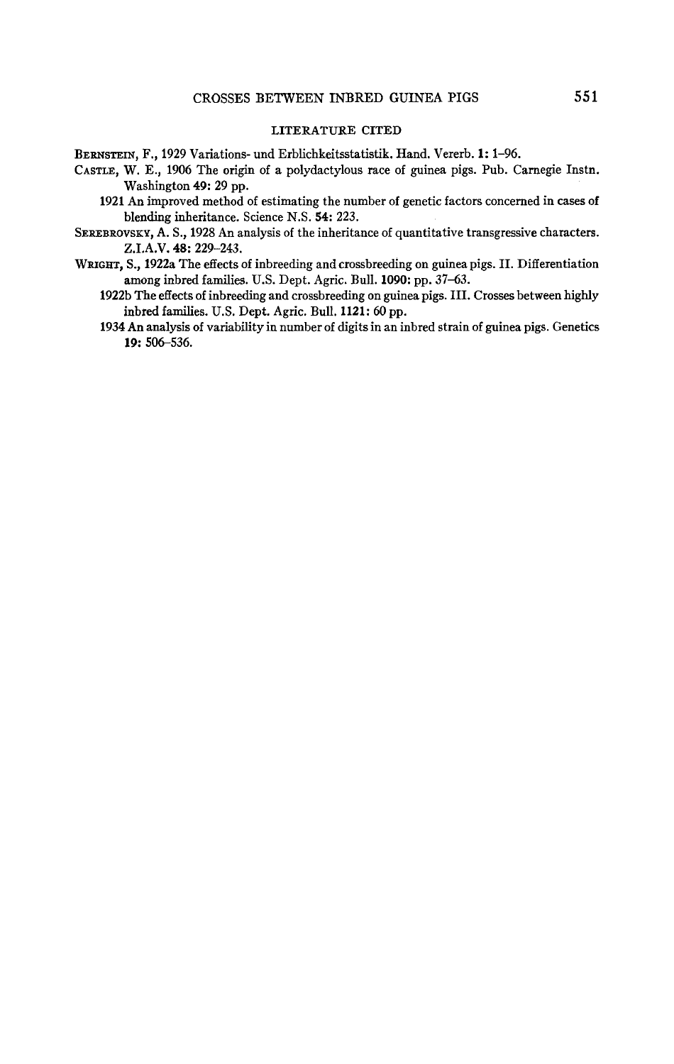## LITERATURE CITED

BERNSTEIN, F., 1929 Variations- und Erblichkeitsstatistik. Hand. Vererb. **1:** 1–96.

CASTLE, W. E., 1906 The origin of a polydactylous race of guinea pigs. Pub. Carnegie Instn. Washington **49:** 29 pp.

1921 An improved method of estimating the number of genetic factors concerned in cases of blending inheritance. Science N.S. **54:** 223.

SEREBROVSKY, A. S., 1928 An analysis of the inheritance of quantitative transgressive characters. Z.I.A.V. **48:** 229–243.

WRIGHT, S., 1922a The effects of inbreeding and crossbreeding on guinea pigs. II. Differentiation among inbred families. U.S. Dept. Agric. Bull. **1090:** pp. 37–63.

1922b The effects of inbreeding and crossbreeding on guinea pigs. III. Crosses between highly inbred families. U.S. Dept. Agric. Bull. **1121:** 60 pp.

1934 An analysis of variability in number of digits in an inbred strain of guinea pigs. Genetics **19:** 506–536.